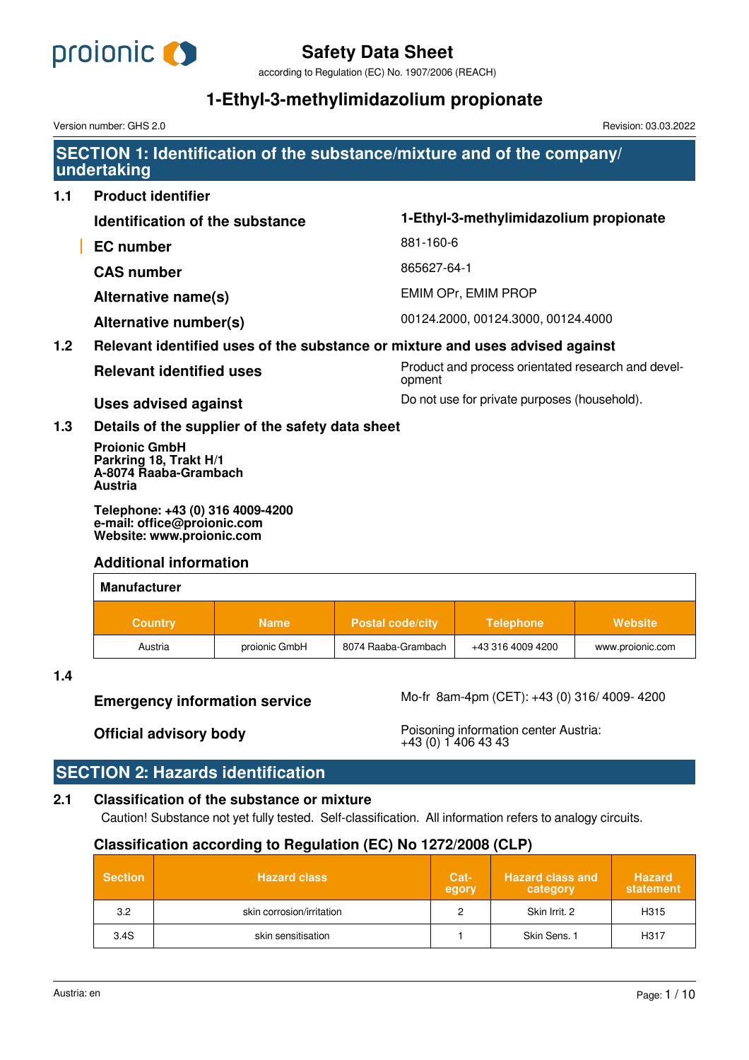# Safety Data Sheet

according to Regulation (EC) No. 1907/2006 (REACH)

# 1-Ethyl-3-methylimidazolium propionate

Version number: GHS 2.0 Revision: 03.03.2022

## SECTION 1: Identification of the substance/mixture and of the company/ undertaking

### 1.1 Product identifier

| | |
|---|---|
| **Identification of the substance** | **1-Ethyl-3-methylimidazolium propionate** |
| **EC number** | 881-160-6 |
| **CAS number** | 865627-64-1 |
| **Alternative name(s)** | EMIM OPr, EMIM PROP |
| **Alternative number(s)** | 00124.2000, 00124.3000, 00124.4000 |

### 1.2 Relevant identified uses of the substance or mixture and uses advised against

| | |
|---|---|
| **Relevant identified uses** | Product and process orientated research and development |
| **Uses advised against** | Do not use for private purposes (household). |

### 1.3 Details of the supplier of the safety data sheet

**Proionic GmbH**
**Parkring 18, Trakt H/1**
**A-8074 Raaba-Grambach**
**Austria**

**Telephone: +43 (0) 316 4009-4200**
**e-mail: office@proionic.com**
**Website: www.proionic.com**

**Additional information**

| Manufacturer | | | | |
|---|---|---|---|---|
| **Country** | **Name** | **Postal code/city** | **Telephone** | **Website** |
| Austria | proionic GmbH | 8074 Raaba-Grambach | +43 316 4009 4200 | www.proionic.com |

### 1.4

| | |
|---|---|
| **Emergency information service** | Mo-fr 8am-4pm (CET): +43 (0) 316/ 4009- 4200 |
| **Official advisory body** | Poisoning information center Austria: +43 (0) 1 406 43 43 |

## SECTION 2: Hazards identification

### 2.1 Classification of the substance or mixture

Caution! Substance not yet fully tested. Self-classification. All information refers to analogy circuits.

**Classification according to Regulation (EC) No 1272/2008 (CLP)**

| Section | Hazard class | Category | Hazard class and category | Hazard statement |
|---|---|---|---|---|
| 3.2 | skin corrosion/irritation | 2 | Skin Irrit. 2 | H315 |
| 3.4S | skin sensitisation | 1 | Skin Sens. 1 | H317 |

Austria: en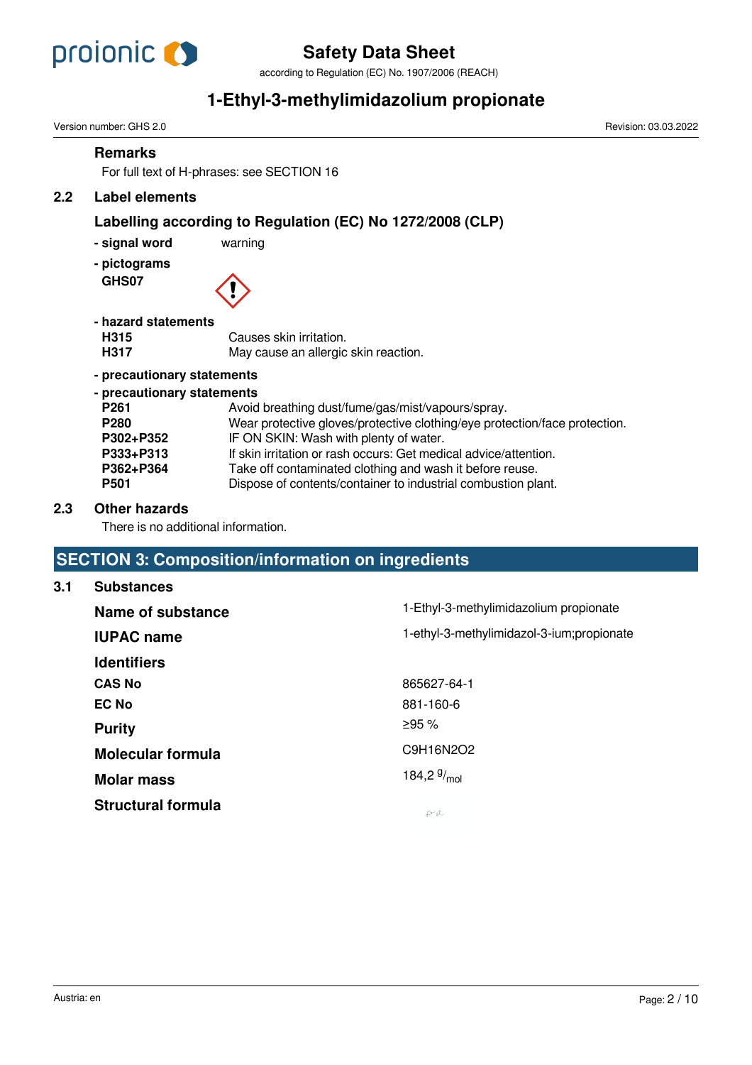### Remarks

For full text of H-phrases: see SECTION 16

## 2.2 Label elements

### Labelling according to Regulation (EC) No 1272/2008 (CLP)

- **signal word** warning
- **pictograms**

**GHS07**

- **hazard statements**

| | |
|---|---|
| **H315** | Causes skin irritation. |
| **H317** | May cause an allergic skin reaction. |

- **precautionary statements**
- **precautionary statements**

| | |
|---|---|
| **P261** | Avoid breathing dust/fume/gas/mist/vapours/spray. |
| **P280** | Wear protective gloves/protective clothing/eye protection/face protection. |
| **P302+P352** | IF ON SKIN: Wash with plenty of water. |
| **P333+P313** | If skin irritation or rash occurs: Get medical advice/attention. |
| **P362+P364** | Take off contaminated clothing and wash it before reuse. |
| **P501** | Dispose of contents/container to industrial combustion plant. |

## 2.3 Other hazards

There is no additional information.

# SECTION 3: Composition/information on ingredients

## 3.1 Substances

| | |
|---|---|
| **Name of substance** | 1-Ethyl-3-methylimidazolium propionate |
| **IUPAC name** | 1-ethyl-3-methylimidazol-3-ium;propionate |
| **Identifiers** | |
| **CAS No** | 865627-64-1 |
| **EC No** | 881-160-6 |
| **Purity** | ≥95 % |
| **Molecular formula** | $C_9H_{16}N_2O_2$ |
| **Molar mass** | 184,2 $^{g}/_{mol}$ |
| **Structural formula** | |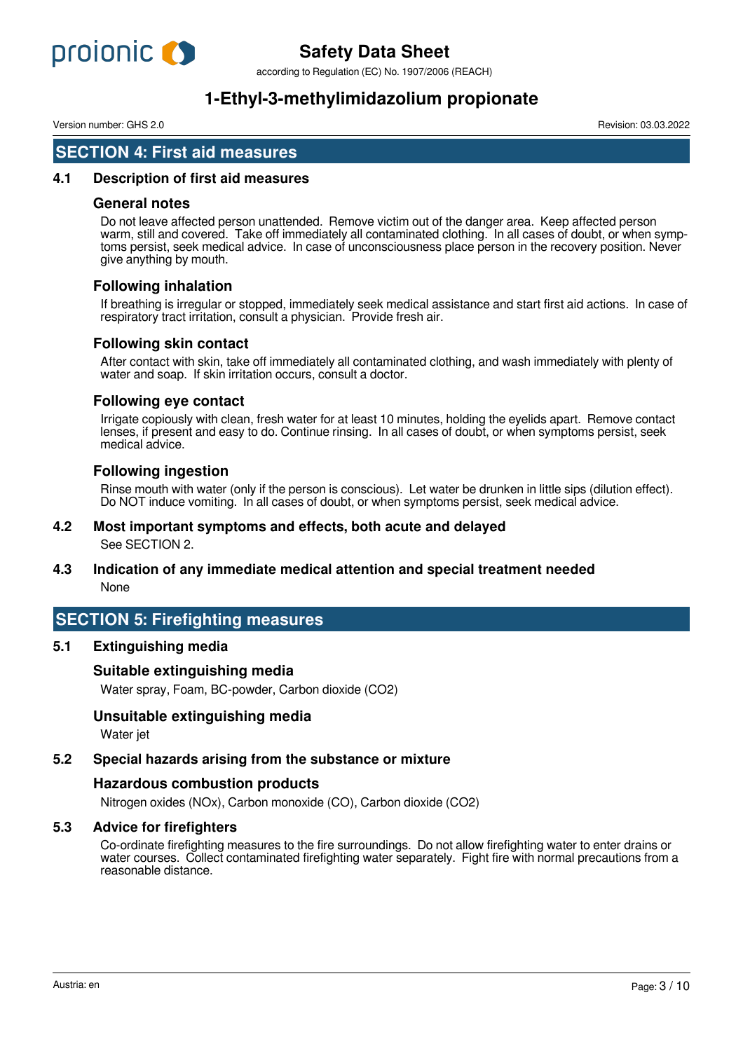## SECTION 4: First aid measures

### 4.1 Description of first aid measures

#### General notes

Do not leave affected person unattended. Remove victim out of the danger area. Keep affected person warm, still and covered. Take off immediately all contaminated clothing. In all cases of doubt, or when symptoms persist, seek medical advice. In case of unconsciousness place person in the recovery position. Never give anything by mouth.

#### Following inhalation

If breathing is irregular or stopped, immediately seek medical assistance and start first aid actions. In case of respiratory tract irritation, consult a physician. Provide fresh air.

#### Following skin contact

After contact with skin, take off immediately all contaminated clothing, and wash immediately with plenty of water and soap. If skin irritation occurs, consult a doctor.

#### Following eye contact

Irrigate copiously with clean, fresh water for at least 10 minutes, holding the eyelids apart. Remove contact lenses, if present and easy to do. Continue rinsing. In all cases of doubt, or when symptoms persist, seek medical advice.

#### Following ingestion

Rinse mouth with water (only if the person is conscious). Let water be drunken in little sips (dilution effect). Do NOT induce vomiting. In all cases of doubt, or when symptoms persist, seek medical advice.

### 4.2 Most important symptoms and effects, both acute and delayed

See SECTION 2.

### 4.3 Indication of any immediate medical attention and special treatment needed

None

## SECTION 5: Firefighting measures

### 5.1 Extinguishing media

#### Suitable extinguishing media

Water spray, Foam, BC-powder, Carbon dioxide ($CO_2$)

#### Unsuitable extinguishing media

Water jet

### 5.2 Special hazards arising from the substance or mixture

#### Hazardous combustion products

Nitrogen oxides ($NO_x$), Carbon monoxide (CO), Carbon dioxide ($CO_2$)

### 5.3 Advice for firefighters

Co-ordinate firefighting measures to the fire surroundings. Do not allow firefighting water to enter drains or water courses. Collect contaminated firefighting water separately. Fight fire with normal precautions from a reasonable distance.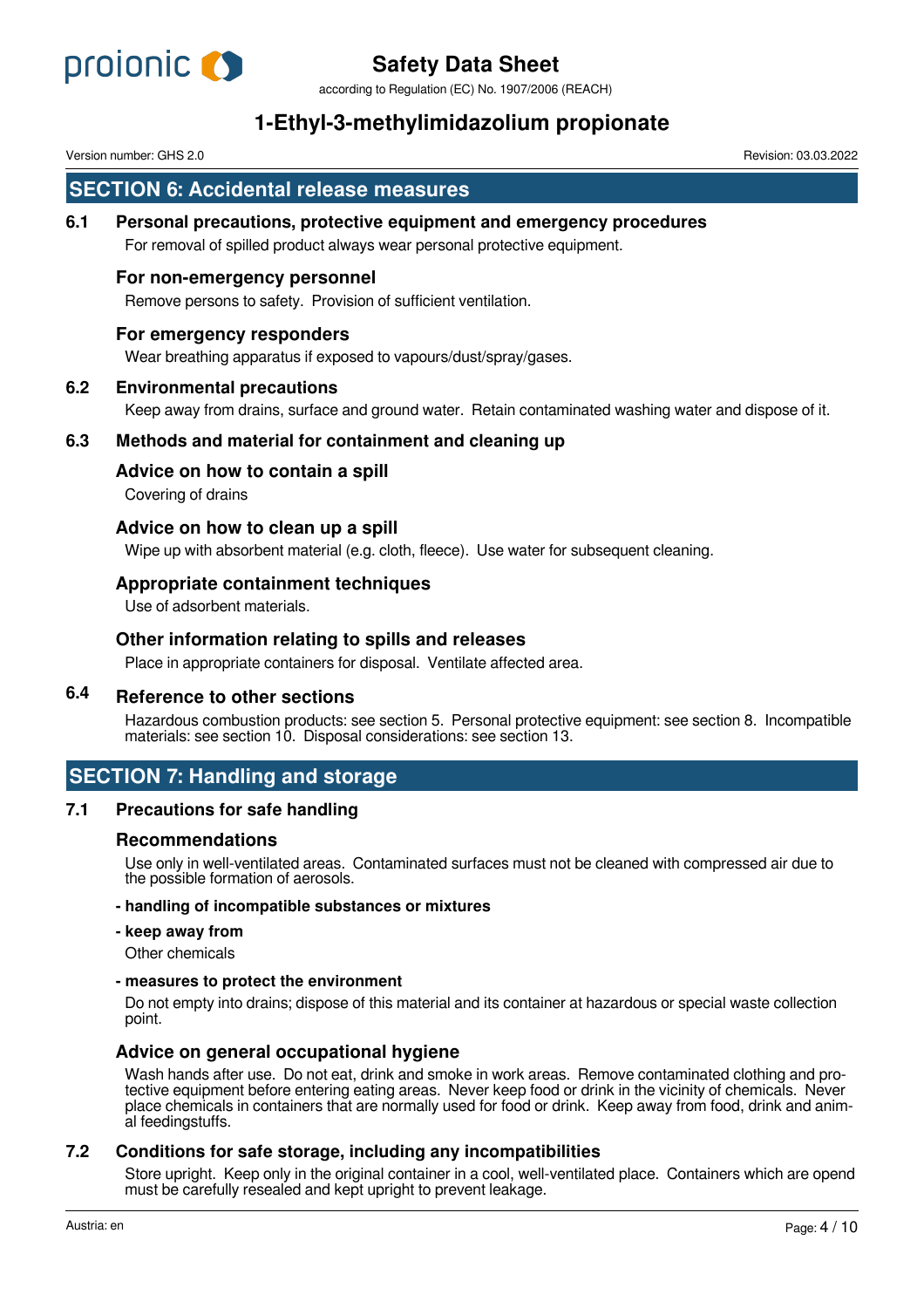## SECTION 6: Accidental release measures

### 6.1 Personal precautions, protective equipment and emergency procedures

For removal of spilled product always wear personal protective equipment.

#### For non-emergency personnel

Remove persons to safety. Provision of sufficient ventilation.

#### For emergency responders

Wear breathing apparatus if exposed to vapours/dust/spray/gases.

### 6.2 Environmental precautions

Keep away from drains, surface and ground water. Retain contaminated washing water and dispose of it.

### 6.3 Methods and material for containment and cleaning up

#### Advice on how to contain a spill

Covering of drains

#### Advice on how to clean up a spill

Wipe up with absorbent material (e.g. cloth, fleece). Use water for subsequent cleaning.

#### Appropriate containment techniques

Use of adsorbent materials.

#### Other information relating to spills and releases

Place in appropriate containers for disposal. Ventilate affected area.

### 6.4 Reference to other sections

Hazardous combustion products: see section 5. Personal protective equipment: see section 8. Incompatible materials: see section 10. Disposal considerations: see section 13.

## SECTION 7: Handling and storage

### 7.1 Precautions for safe handling

#### Recommendations

Use only in well-ventilated areas. Contaminated surfaces must not be cleaned with compressed air due to the possible formation of aerosols.

**- handling of incompatible substances or mixtures**

**- keep away from**

Other chemicals

**- measures to protect the environment**

Do not empty into drains; dispose of this material and its container at hazardous or special waste collection point.

#### Advice on general occupational hygiene

Wash hands after use. Do not eat, drink and smoke in work areas. Remove contaminated clothing and protective equipment before entering eating areas. Never keep food or drink in the vicinity of chemicals. Never place chemicals in containers that are normally used for food or drink. Keep away from food, drink and animal feedingstuffs.

### 7.2 Conditions for safe storage, including any incompatibilities

Store upright. Keep only in the original container in a cool, well-ventilated place. Containers which are opend must be carefully resealed and kept upright to prevent leakage.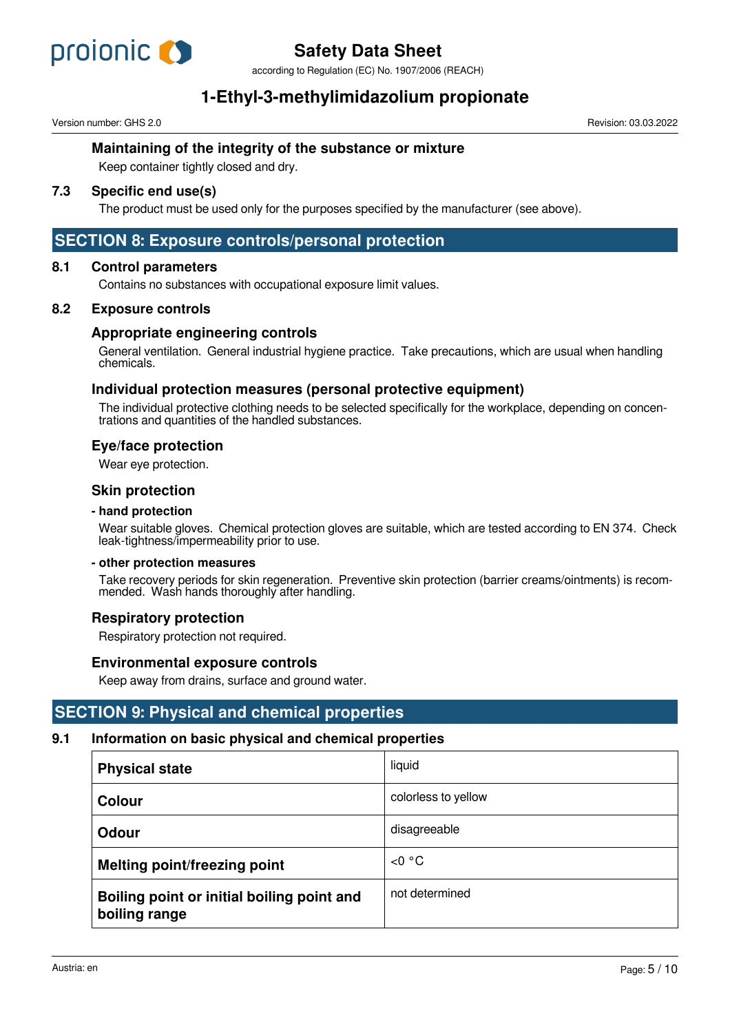### Maintaining of the integrity of the substance or mixture

Keep container tightly closed and dry.

### 7.3 Specific end use(s)

The product must be used only for the purposes specified by the manufacturer (see above).

## SECTION 8: Exposure controls/personal protection

### 8.1 Control parameters

Contains no substances with occupational exposure limit values.

### 8.2 Exposure controls

#### Appropriate engineering controls

General ventilation. General industrial hygiene practice. Take precautions, which are usual when handling chemicals.

#### Individual protection measures (personal protective equipment)

The individual protective clothing needs to be selected specifically for the workplace, depending on concentrations and quantities of the handled substances.

#### Eye/face protection

Wear eye protection.

#### Skin protection

**- hand protection**

Wear suitable gloves. Chemical protection gloves are suitable, which are tested according to EN 374. Check leak-tightness/impermeability prior to use.

**- other protection measures**

Take recovery periods for skin regeneration. Preventive skin protection (barrier creams/ointments) is recommended. Wash hands thoroughly after handling.

#### Respiratory protection

Respiratory protection not required.

#### Environmental exposure controls

Keep away from drains, surface and ground water.

## SECTION 9: Physical and chemical properties

### 9.1 Information on basic physical and chemical properties

| | |
|---|---|
| **Physical state** | liquid |
| **Colour** | colorless to yellow |
| **Odour** | disagreeable |
| **Melting point/freezing point** | <0 °C |
| **Boiling point or initial boiling point and boiling range** | not determined |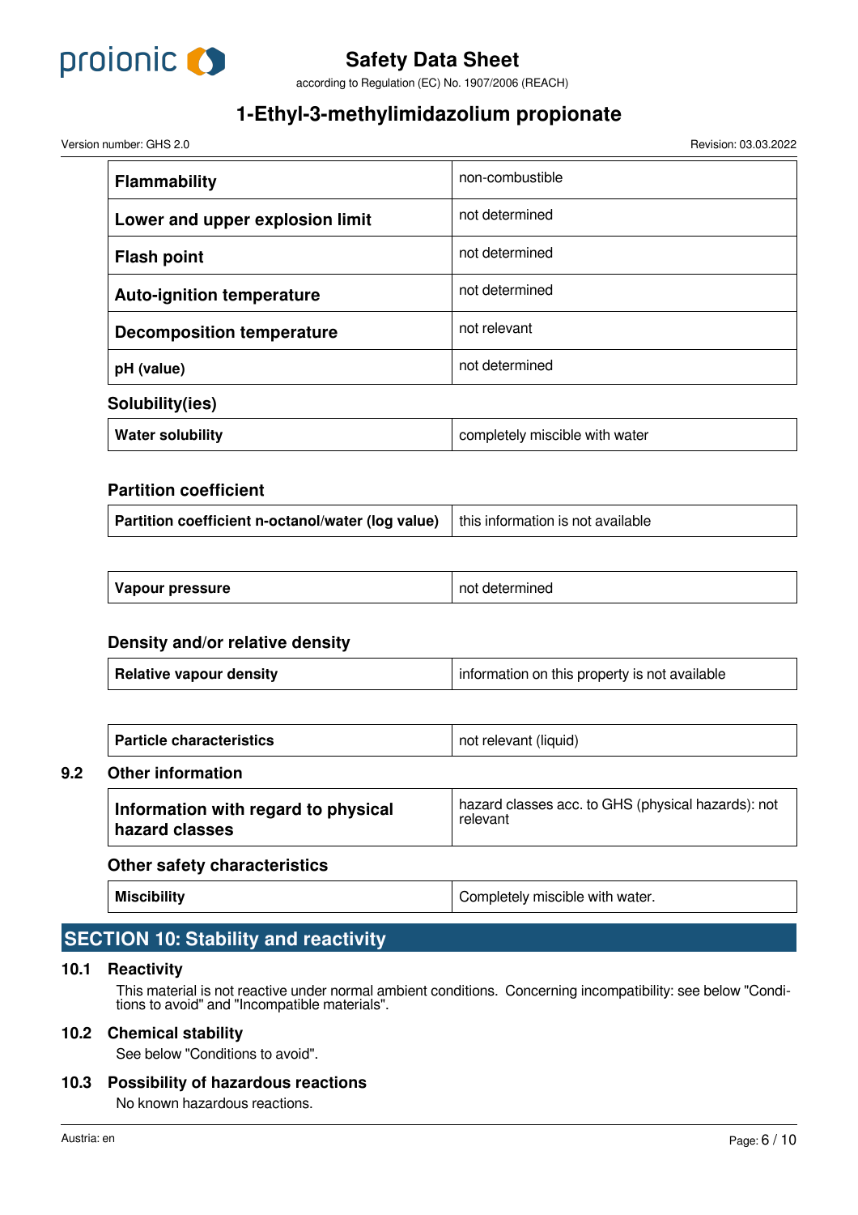| | |
|---|---|
| **Flammability** | non-combustible |
| **Lower and upper explosion limit** | not determined |
| **Flash point** | not determined |
| **Auto-ignition temperature** | not determined |
| **Decomposition temperature** | not relevant |
| **pH (value)** | not determined |

**Solubility(ies)**

| | |
|---|---|
| **Water solubility** | completely miscible with water |

**Partition coefficient**

| | |
|---|---|
| **Partition coefficient n-octanol/water (log value)** | this information is not available |

| | |
|---|---|
| **Vapour pressure** | not determined |

**Density and/or relative density**

| | |
|---|---|
| **Relative vapour density** | information on this property is not available |

| | |
|---|---|
| **Particle characteristics** | not relevant (liquid) |

### 9.2 Other information

| | |
|---|---|
| **Information with regard to physical hazard classes** | hazard classes acc. to GHS (physical hazards): not relevant |

**Other safety characteristics**

| | |
|---|---|
| **Miscibility** | Completely miscible with water. |

## SECTION 10: Stability and reactivity

### 10.1 Reactivity

This material is not reactive under normal ambient conditions. Concerning incompatibility: see below "Conditions to avoid" and "Incompatible materials".

### 10.2 Chemical stability

See below "Conditions to avoid".

### 10.3 Possibility of hazardous reactions

No known hazardous reactions.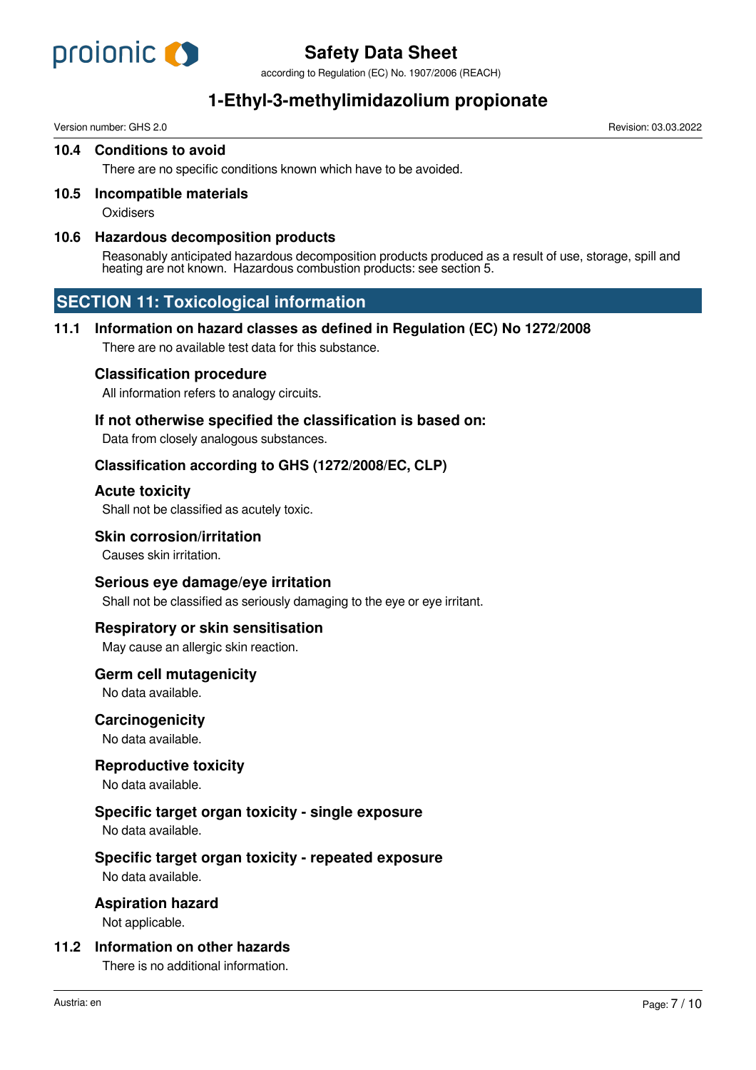### 10.4 Conditions to avoid

There are no specific conditions known which have to be avoided.

### 10.5 Incompatible materials

Oxidisers

### 10.6 Hazardous decomposition products

Reasonably anticipated hazardous decomposition products produced as a result of use, storage, spill and heating are not known. Hazardous combustion products: see section 5.

## SECTION 11: Toxicological information

### 11.1 Information on hazard classes as defined in Regulation (EC) No 1272/2008

There are no available test data for this substance.

#### Classification procedure

All information refers to analogy circuits.

#### If not otherwise specified the classification is based on:

Data from closely analogous substances.

#### Classification according to GHS (1272/2008/EC, CLP)

#### Acute toxicity

Shall not be classified as acutely toxic.

#### Skin corrosion/irritation

Causes skin irritation.

#### Serious eye damage/eye irritation

Shall not be classified as seriously damaging to the eye or eye irritant.

#### Respiratory or skin sensitisation

May cause an allergic skin reaction.

#### Germ cell mutagenicity

No data available.

#### Carcinogenicity

No data available.

#### Reproductive toxicity

No data available.

#### Specific target organ toxicity - single exposure

No data available.

#### Specific target organ toxicity - repeated exposure

No data available.

#### Aspiration hazard

Not applicable.

### 11.2 Information on other hazards

There is no additional information.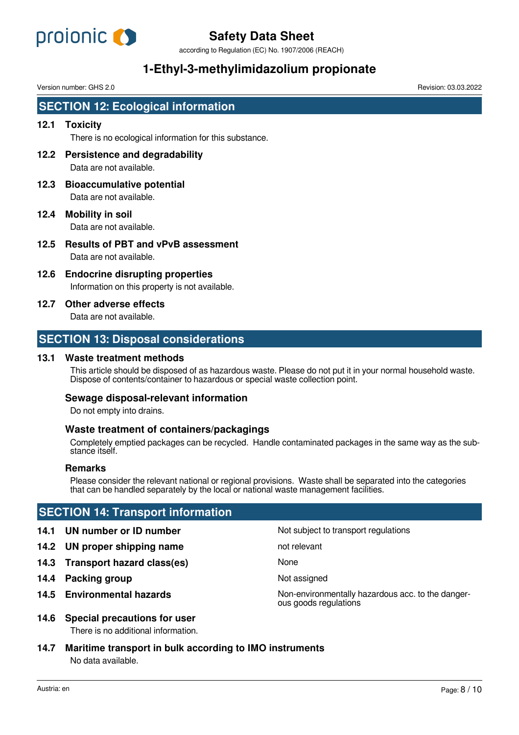## SECTION 12: Ecological information

### 12.1 Toxicity

There is no ecological information for this substance.

### 12.2 Persistence and degradability

Data are not available.

### 12.3 Bioaccumulative potential

Data are not available.

### 12.4 Mobility in soil

Data are not available.

### 12.5 Results of PBT and vPvB assessment

Data are not available.

### 12.6 Endocrine disrupting properties

Information on this property is not available.

### 12.7 Other adverse effects

Data are not available.

## SECTION 13: Disposal considerations

### 13.1 Waste treatment methods

This article should be disposed of as hazardous waste. Please do not put it in your normal household waste. Dispose of contents/container to hazardous or special waste collection point.

#### Sewage disposal-relevant information

Do not empty into drains.

#### Waste treatment of containers/packagings

Completely emptied packages can be recycled. Handle contaminated packages in the same way as the substance itself.

#### Remarks

Please consider the relevant national or regional provisions. Waste shall be separated into the categories that can be handled separately by the local or national waste management facilities.

## SECTION 14: Transport information

| | |
|---|---|
| **14.1 UN number or ID number** | Not subject to transport regulations |
| **14.2 UN proper shipping name** | not relevant |
| **14.3 Transport hazard class(es)** | None |
| **14.4 Packing group** | Not assigned |
| **14.5 Environmental hazards** | Non-environmentally hazardous acc. to the dangerous goods regulations |

### 14.6 Special precautions for user

There is no additional information.

### 14.7 Maritime transport in bulk according to IMO instruments

No data available.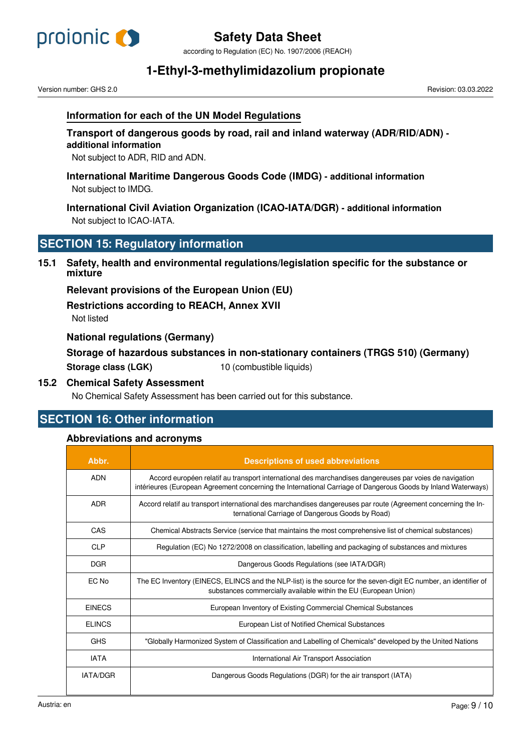### Information for each of the UN Model Regulations

**Transport of dangerous goods by road, rail and inland waterway (ADR/RID/ADN) - additional information**

Not subject to ADR, RID and ADN.

**International Maritime Dangerous Goods Code (IMDG) - additional information**

Not subject to IMDG.

**International Civil Aviation Organization (ICAO-IATA/DGR) - additional information**

Not subject to ICAO-IATA.

## SECTION 15: Regulatory information

### 15.1 Safety, health and environmental regulations/legislation specific for the substance or mixture

**Relevant provisions of the European Union (EU)**

**Restrictions according to REACH, Annex XVII**

Not listed

**National regulations (Germany)**

**Storage of hazardous substances in non-stationary containers (TRGS 510) (Germany)**

**Storage class (LGK)** 10 (combustible liquids)

### 15.2 Chemical Safety Assessment

No Chemical Safety Assessment has been carried out for this substance.

## SECTION 16: Other information

### Abbreviations and acronyms

| Abbr. | Descriptions of used abbreviations |
|---|---|
| ADN | Accord européen relatif au transport international des marchandises dangereuses par voies de navigation intérieures (European Agreement concerning the International Carriage of Dangerous Goods by Inland Waterways) |
| ADR | Accord relatif au transport international des marchandises dangereuses par route (Agreement concerning the International Carriage of Dangerous Goods by Road) |
| CAS | Chemical Abstracts Service (service that maintains the most comprehensive list of chemical substances) |
| CLP | Regulation (EC) No 1272/2008 on classification, labelling and packaging of substances and mixtures |
| DGR | Dangerous Goods Regulations (see IATA/DGR) |
| EC No | The EC Inventory (EINECS, ELINCS and the NLP-list) is the source for the seven-digit EC number, an identifier of substances commercially available within the EU (European Union) |
| EINECS | European Inventory of Existing Commercial Chemical Substances |
| ELINCS | European List of Notified Chemical Substances |
| GHS | "Globally Harmonized System of Classification and Labelling of Chemicals" developed by the United Nations |
| IATA | International Air Transport Association |
| IATA/DGR | Dangerous Goods Regulations (DGR) for the air transport (IATA) |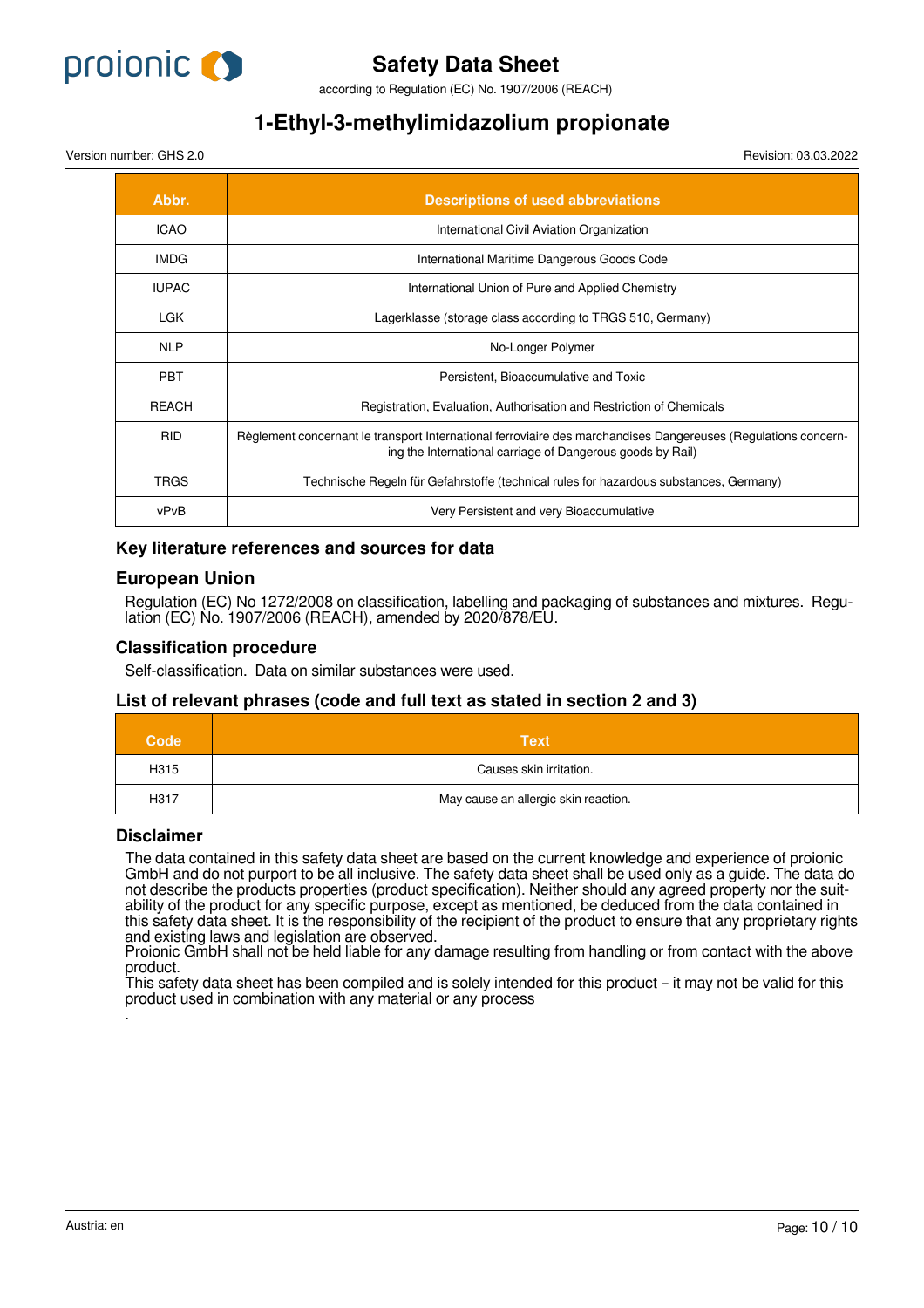| Abbr. | Descriptions of used abbreviations |
|---|---|
| ICAO | International Civil Aviation Organization |
| IMDG | International Maritime Dangerous Goods Code |
| IUPAC | International Union of Pure and Applied Chemistry |
| LGK | Lagerklasse (storage class according to TRGS 510, Germany) |
| NLP | No-Longer Polymer |
| PBT | Persistent, Bioaccumulative and Toxic |
| REACH | Registration, Evaluation, Authorisation and Restriction of Chemicals |
| RID | Règlement concernant le transport International ferroviaire des marchandises Dangereuses (Regulations concerning the International carriage of Dangerous goods by Rail) |
| TRGS | Technische Regeln für Gefahrstoffe (technical rules for hazardous substances, Germany) |
| vPvB | Very Persistent and very Bioaccumulative |

### Key literature references and sources for data

### European Union

Regulation (EC) No 1272/2008 on classification, labelling and packaging of substances and mixtures. Regulation (EC) No. 1907/2006 (REACH), amended by 2020/878/EU.

### Classification procedure

Self-classification. Data on similar substances were used.

### List of relevant phrases (code and full text as stated in section 2 and 3)

| Code | Text |
|---|---|
| H315 | Causes skin irritation. |
| H317 | May cause an allergic skin reaction. |

### Disclaimer

The data contained in this safety data sheet are based on the current knowledge and experience of proionic GmbH and do not purport to be all inclusive. The safety data sheet shall be used only as a guide. The data do not describe the products properties (product specification). Neither should any agreed property nor the suitability of the product for any specific purpose, except as mentioned, be deduced from the data contained in this safety data sheet. It is the responsibility of the recipient of the product to ensure that any proprietary rights and existing laws and legislation are observed.
Proionic GmbH shall not be held liable for any damage resulting from handling or from contact with the above product.
This safety data sheet has been compiled and is solely intended for this product – it may not be valid for this product used in combination with any material or any process
.